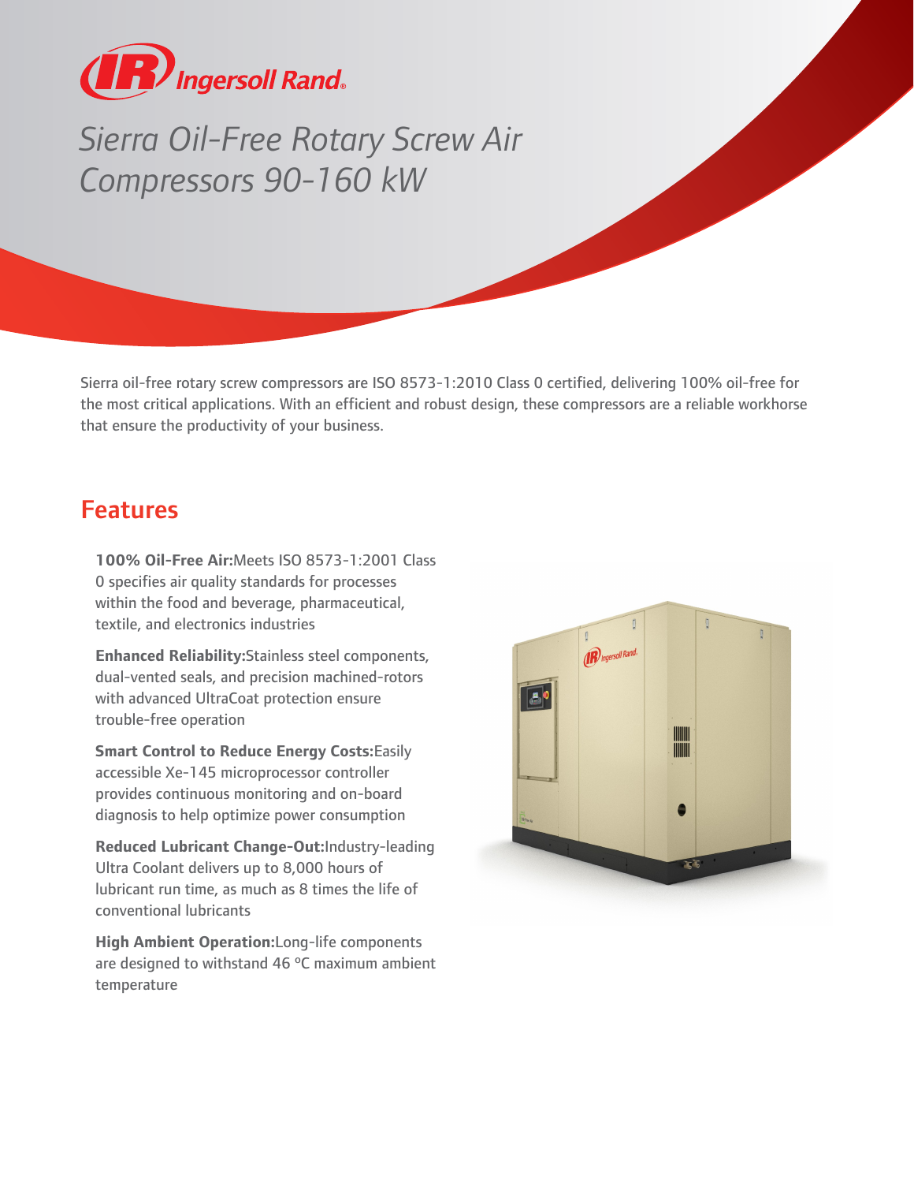Ingersoll Rand

# Sierra Oil-Free Rotary Screw Air Compressors 90-160 kW

Sierra oil-free rotary screw compressors are ISO 8573-1:2010 Class 0 certified, delivering 100% oil-free for the most critical applications. With an efficient and robust design, these compressors are a reliable workhorse that ensure the productivity of your business.

## Features

**100% Oil-Free Air:**Meets ISO 8573-1:2001 Class 0 specifies air quality standards for processes within the food and beverage, pharmaceutical, textile, and electronics industries

**Enhanced Reliability:**Stainless steel components, dual-vented seals, and precision machined-rotors with advanced UltraCoat protection ensure trouble-free operation

**Smart Control to Reduce Energy Costs:**Easily accessible Xe-145 microprocessor controller provides continuous monitoring and on-board diagnosis to help optimize power consumption

**Reduced Lubricant Change-Out:**Industry-leading Ultra Coolant delivers up to 8,000 hours of lubricant run time, as much as 8 times the life of conventional lubricants

**High Ambient Operation:**Long-life components are designed to withstand 46 ºC maximum ambient temperature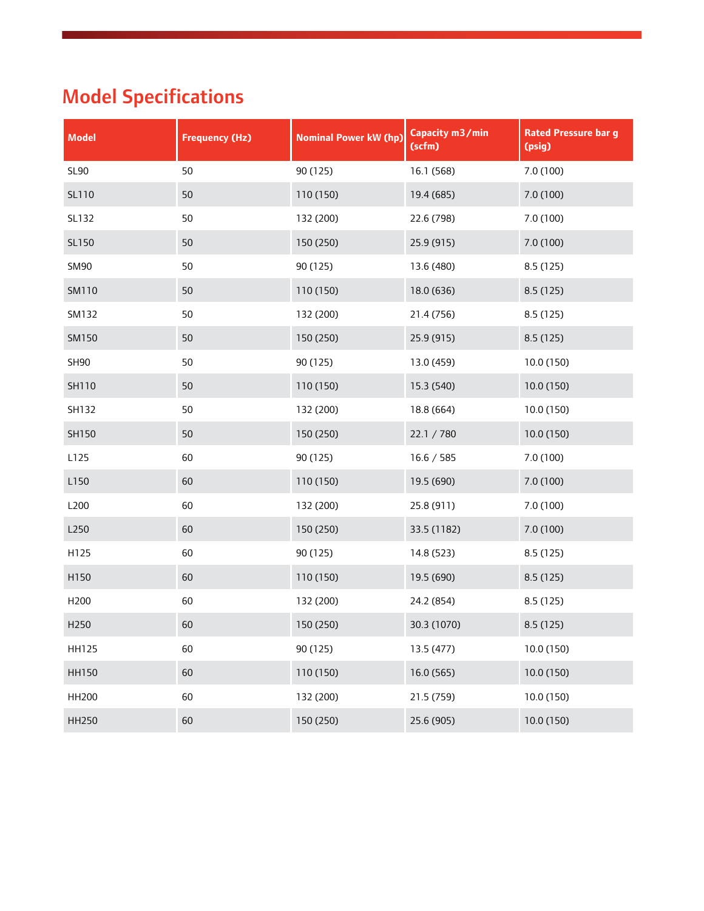## Model Specifications

| Model | Frequency (Hz) | Nominal Power kW (hp) | Capacity m3/min (scfm) | Rated Pressure bar g (psig) |
|---|---|---|---|---|
| SL90 | 50 | 90 (125) | 16.1 (568) | 7.0 (100) |
| SL110 | 50 | 110 (150) | 19.4 (685) | 7.0 (100) |
| SL132 | 50 | 132 (200) | 22.6 (798) | 7.0 (100) |
| SL150 | 50 | 150 (250) | 25.9 (915) | 7.0 (100) |
| SM90 | 50 | 90 (125) | 13.6 (480) | 8.5 (125) |
| SM110 | 50 | 110 (150) | 18.0 (636) | 8.5 (125) |
| SM132 | 50 | 132 (200) | 21.4 (756) | 8.5 (125) |
| SM150 | 50 | 150 (250) | 25.9 (915) | 8.5 (125) |
| SH90 | 50 | 90 (125) | 13.0 (459) | 10.0 (150) |
| SH110 | 50 | 110 (150) | 15.3 (540) | 10.0 (150) |
| SH132 | 50 | 132 (200) | 18.8 (664) | 10.0 (150) |
| SH150 | 50 | 150 (250) | 22.1 / 780 | 10.0 (150) |
| L125 | 60 | 90 (125) | 16.6 / 585 | 7.0 (100) |
| L150 | 60 | 110 (150) | 19.5 (690) | 7.0 (100) |
| L200 | 60 | 132 (200) | 25.8 (911) | 7.0 (100) |
| L250 | 60 | 150 (250) | 33.5 (1182) | 7.0 (100) |
| H125 | 60 | 90 (125) | 14.8 (523) | 8.5 (125) |
| H150 | 60 | 110 (150) | 19.5 (690) | 8.5 (125) |
| H200 | 60 | 132 (200) | 24.2 (854) | 8.5 (125) |
| H250 | 60 | 150 (250) | 30.3 (1070) | 8.5 (125) |
| HH125 | 60 | 90 (125) | 13.5 (477) | 10.0 (150) |
| HH150 | 60 | 110 (150) | 16.0 (565) | 10.0 (150) |
| HH200 | 60 | 132 (200) | 21.5 (759) | 10.0 (150) |
| HH250 | 60 | 150 (250) | 25.6 (905) | 10.0 (150) |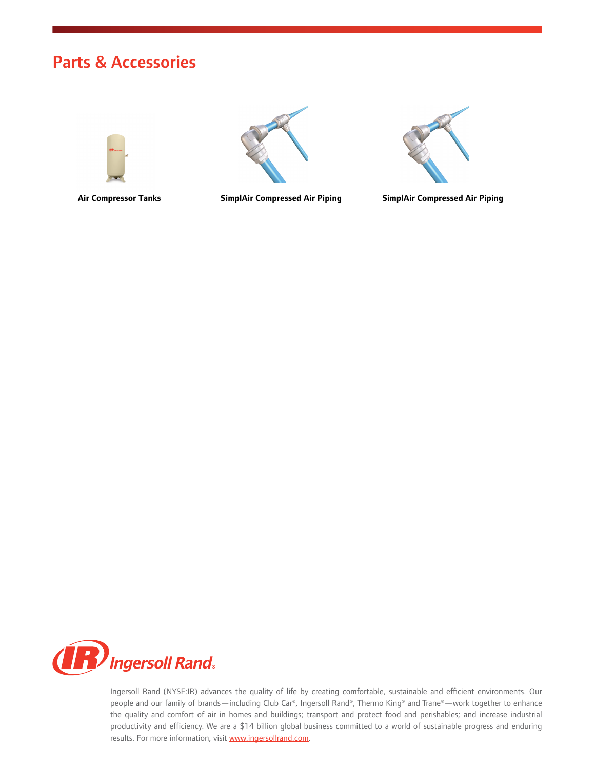## Parts & Accessories

**Air Compressor Tanks**

**SimplAir Compressed Air Piping**

**SimplAir Compressed Air Piping**

Ingersoll Rand (NYSE:IR) advances the quality of life by creating comfortable, sustainable and efficient environments. Our people and our family of brands—including Club Car®, Ingersoll Rand®, Thermo King® and Trane®—work together to enhance the quality and comfort of air in homes and buildings; transport and protect food and perishables; and increase industrial productivity and efficiency. We are a $14 billion global business committed to a world of sustainable progress and enduring results. For more information, visit www.ingersollrand.com.